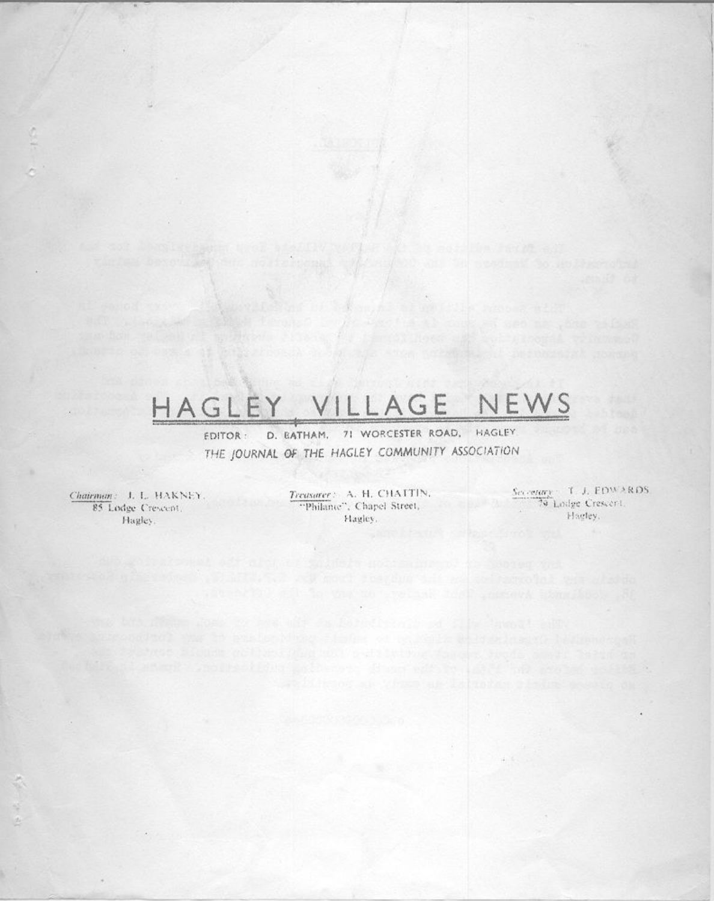# HAGLEY VILLAGE NEWS

EDITOR: D. BATHAM, 71 WORCESTER ROAD, HAGLEY.

*THE JOURNAL OF THE HAGLEY COMMUNITY ASSOCIATION*

*Chairman:* J. L. HAKNEY, 85 Lodge Crescent, Hagley.

*Treasurer:* A. H. CHATTIN, "Philante", Chapel Street, Hagley.

*Secretary:* T. J. EDWARDS, 79 Lodge Crescent, Hagley.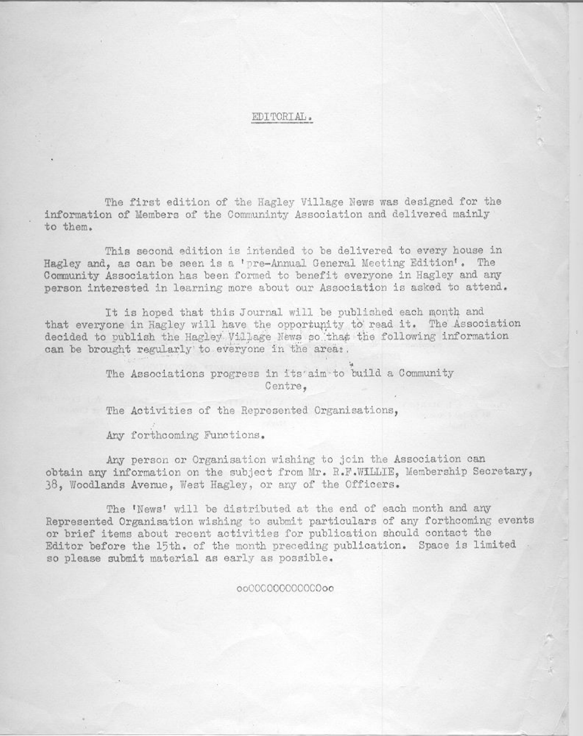# EDITORIAL.

The first edition of the Hagley Village News was designed for the information of Members of the Communinty Association and delivered mainly to them.

This second edition is intended to be delivered to every house in Hagley and, as can be seen is a 'pre-Annual General Meeting Edition'. The Community Association has been formed to benefit everyone in Hagley and any person interested in learning more about our Association is asked to attend.

It is hoped that this Journal will be published each month and that everyone in Hagley will have the opportunity to read it. The Association decided to publish the Hagley Village News so that the following information can be brought regularly to everyone in the area:.

The Associations progress in its aim to build a Community Centre,

The Activities of the Represented Organisations,

Any forthcoming Functions.

Any person or Organisation wishing to join the Association can obtain any information on the subject from Mr. R.F.WILLIE, Membership Secretary, 38, Woodlands Avenue, West Hagley, or any of the Officers.

The 'News' will be distributed at the end of each month and any Represented Organisation wishing to submit particulars of any forthcoming events or brief items about recent activities for publication should contact the Editor before the 15th. of the month preceding publication. Space is limited so please submit material as early as possible.

ooOOOOOOOOOOOOoo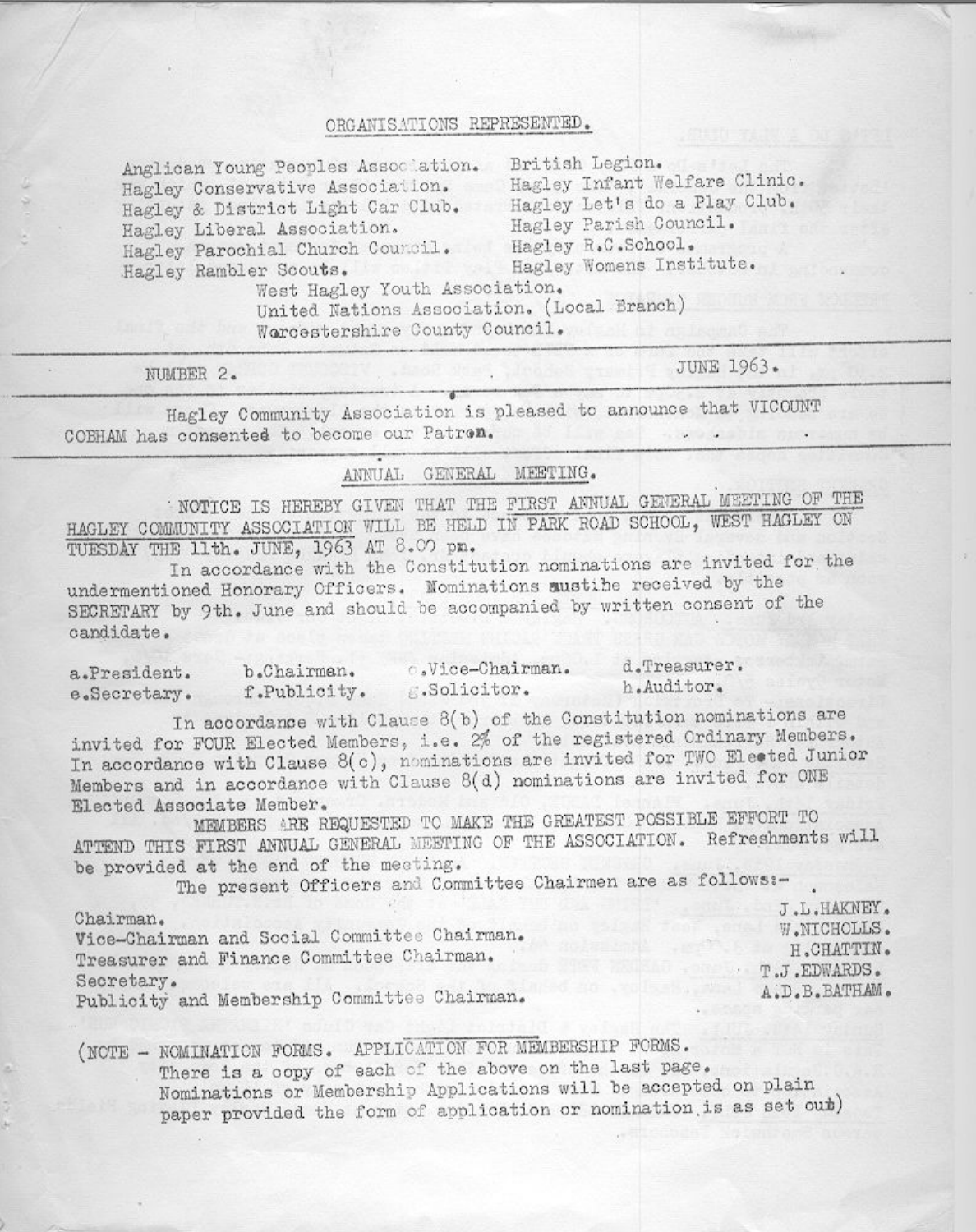## ORGANISATIONS REPRESENTED.

Anglican Young Peoples Association.
Hagley Conservative Association.
Hagley & District Light Car Club.
Hagley Liberal Association.
Hagley Parochial Church Council.
Hagley Rambler Scouts.
British Legion.
Hagley Infant Welfare Clinic.
Hagley Let's do a Play Club.
Hagley Parish Council.
Hagley R.C.School.
Hagley Womens Institute.
West Hagley Youth Association.
United Nations Association. (Local Branch)
Worcestershire County Council.

---

NUMBER 2. JUNE 1963.

---

Hagley Community Association is pleased to announce that VICOUNT COBHAM has consented to become our Patron.

---

## ANNUAL GENERAL MEETING.

NOTICE IS HEREBY GIVEN THAT THE FIRST ANNUAL GENERAL MEETING OF THE HAGLEY COMMUNITY ASSOCIATION WILL BE HELD IN PARK ROAD SCHOOL, WEST HAGLEY ON TUESDAY THE 11th. JUNE, 1963 AT 8.00 pm.

In accordance with the Constitution nominations are invited for the undermentioned Honorary Officers. Nominations must be received by the SECRETARY by 9th. June and should be accompanied by written consent of the candidate.

a.President. b.Chairman. c.Vice-Chairman. d.Treasurer.
e.Secretary. f.Publicity. g.Solicitor. h.Auditor.

In accordance with Clause 8(b) of the Constitution nominations are invited for FOUR Elected Members, i.e. 2% of the registered Ordinary Members. In accordance with Clause 8(c), nominations are invited for TWO Elected Junior Members and in accordance with Clause 8(d) nominations are invited for ONE Elected Associate Member.

MEMBERS ARE REQUESTED TO MAKE THE GREATEST POSSIBLE EFFORT TO ATTEND THIS FIRST ANNUAL GENERAL MEETING OF THE ASSOCIATION. Refreshments will be provided at the end of the meeting.

The present Officers and Committee Chairmen are as follows:-

| | |
|---|---|
| Chairman. | J.L.HAKNEY. |
| Vice-Chairman and Social Committee Chairman. | W.NICHOLLS. |
| Treasurer and Finance Committee Chairman. | H.CHATTIN. |
| Secretary. | T.J.EDWARDS. |
| Publicity and Membership Committee Chairman. | A.D.B.BATHAM. |

(NOTE - NOMINATION FORMS. APPLICATION FOR MEMBERSHIP FORMS.
There is a copy of each of the above on the last page.
Nominations or Membership Applications will be accepted on plain paper provided the form of application or nomination is as set out)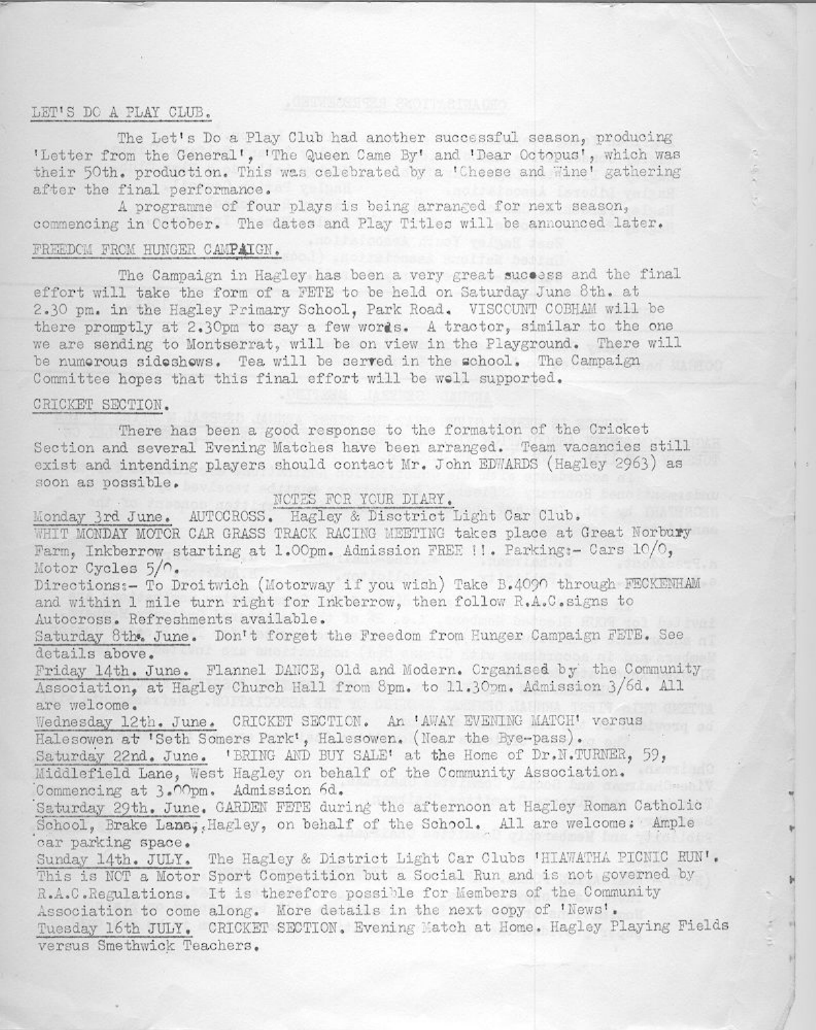## LET'S DO A PLAY CLUB.

The Let's Do a Play Club had another successful season, producing 'Letter from the General', 'The Queen Came By' and 'Dear Octopus', which was their 50th. production. This was celebrated by a 'Cheese and Wine' gathering after the final performance.

A programme of four plays is being arranged for next season, commencing in October. The dates and Play Titles will be announced later.

## FREEDOM FROM HUNGER CAMPAIGN.

The Campaign in Hagley has been a very great success and the final effort will take the form of a FETE to be held on Saturday June 8th. at 2.30 pm. in the Hagley Primary School, Park Road. VISCOUNT COBHAM will be there promptly at 2.30pm to say a few words. A tractor, similar to the one we are sending to Montserrat, will be on view in the Playground. There will be numerous sideshows. Tea will be served in the school. The Campaign Committee hopes that this final effort will be well supported.

## CRICKET SECTION.

There has been a good response to the formation of the Cricket Section and several Evening Matches have been arranged. Team vacancies still exist and intending players should contact Mr. John EDWARDS (Hagley 2963) as soon as possible.

## NOTES FOR YOUR DIARY.

Monday 3rd June. AUTOCROSS. Hagley & Disctrict Light Car Club.
WHIT MONDAY MOTOR CAR GRASS TRACK RACING MEETING takes place at Great Norbury Farm, Inkberrow starting at 1.00pm. Admission FREE !!. Parking:- Cars 10/0, Motor Cycles 5/0.
Directions:- To Droitwich (Motorway if you wish) Take B.4090 through FECKENHAM and within 1 mile turn right for Inkberrow, then follow R.A.C.signs to Autocross. Refreshments available.

Saturday 8th. June. Don't forget the Freedom from Hunger Campaign FETE. See details above.

Friday 14th. June. Flannel DANCE, Old and Modern. Organised by the Community Association, at Hagley Church Hall from 8pm. to 11.30pm. Admission 3/6d. All are welcome.

Wednesday 12th. June. CRICKET SECTION. An 'AWAY EVENING MATCH' versus Halesowen at 'Seth Somers Park', Halesowen. (Near the Bye-pass).

Saturday 22nd. June. 'BRING AND BUY SALE' at the Home of Dr.N.TURNER, 59, Middlefield Lane, West Hagley on behalf of the Community Association. Commencing at 3.00pm. Admission 6d.

Saturday 29th. June. GARDEN FETE during the afternoon at Hagley Roman Catholic School, Brake Lane, Hagley, on behalf of the School. All are welcome: Ample car parking space.

Sunday 14th. JULY. The Hagley & District Light Car Clubs 'HIAWATHA PICNIC RUN'. This is NOT a Motor Sport Competition but a Social Run and is not governed by R.A.C.Regulations. It is therefore possible for Members of the Community Association to come along. More details in the next copy of 'News'.

Tuesday 16th JULY. CRICKET SECTION. Evening Match at Home. Hagley Playing Fields versus Smethwick Teachers.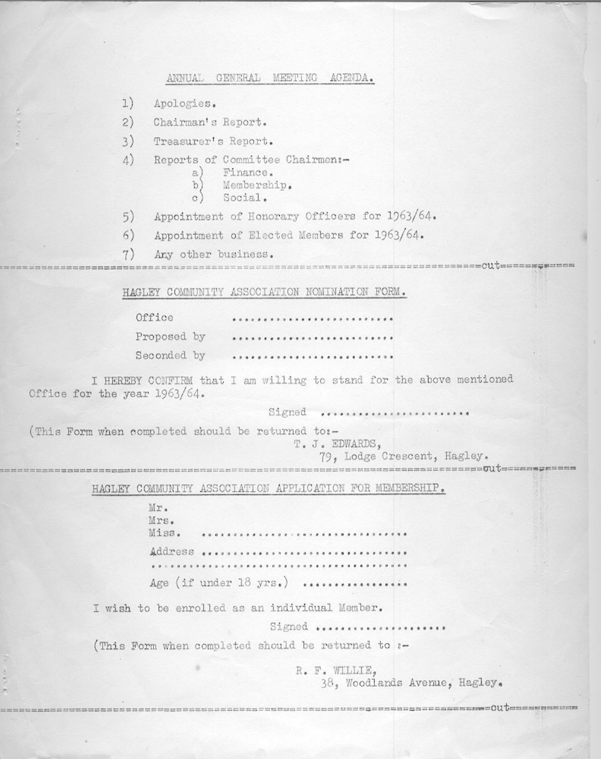## ANNUAL GENERAL MEETING AGENDA.

1) Apologies.
2) Chairman's Report.
3) Treasurer's Report.
4) Reports of Committee Chairmen:-
   a) Finance.
   b) Membership.
   c) Social.
5) Appointment of Honorary Officers for 1963/64.
6) Appointment of Elected Members for 1963/64.
7) Any other business.

---cut---

## HAGLEY COMMUNITY ASSOCIATION NOMINATION FORM.

Office ........................

Proposed by ........................

Seconded by ........................

I HEREBY CONFIRM that I am willing to stand for the above mentioned Office for the year 1963/64.

Signed ......................

(This Form when completed should be returned to:-

T. J. EDWARDS,
79, Lodge Crescent, Hagley.

---cut---

## HAGLEY COMMUNITY ASSOCIATION APPLICATION FOR MEMBERSHIP.

Mr.
Mrs.
Miss. ................................

Address ................................

........................................

Age (if under 18 yrs.) ...............

I wish to be enrolled as an individual Member.

Signed ...................

(This Form when completed should be returned to :-

R. F. WILLIE,
38, Woodlands Avenue, Hagley.

---cut---